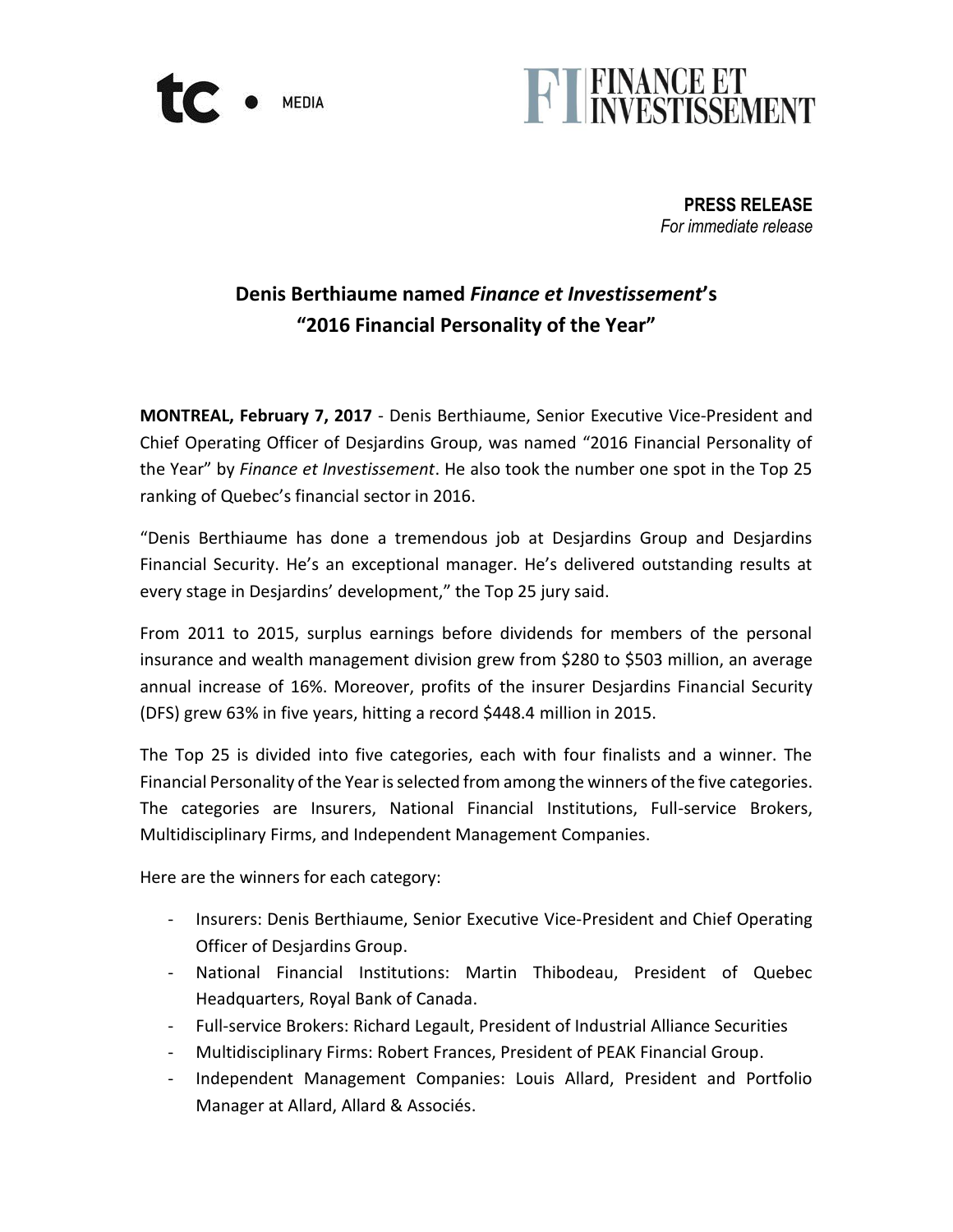tc • MEDIA

FI FINANCE ET INVESTISSEMENT

**PRESS RELEASE**
*For immediate release*

# Denis Berthiaume named *Finance et Investissement*'s "2016 Financial Personality of the Year"

**MONTREAL, February 7, 2017** - Denis Berthiaume, Senior Executive Vice-President and Chief Operating Officer of Desjardins Group, was named "2016 Financial Personality of the Year" by *Finance et Investissement*. He also took the number one spot in the Top 25 ranking of Quebec's financial sector in 2016.

"Denis Berthiaume has done a tremendous job at Desjardins Group and Desjardins Financial Security. He's an exceptional manager. He's delivered outstanding results at every stage in Desjardins' development," the Top 25 jury said.

From 2011 to 2015, surplus earnings before dividends for members of the personal insurance and wealth management division grew from $280 to $503 million, an average annual increase of 16%. Moreover, profits of the insurer Desjardins Financial Security (DFS) grew 63% in five years, hitting a record $448.4 million in 2015.

The Top 25 is divided into five categories, each with four finalists and a winner. The Financial Personality of the Year is selected from among the winners of the five categories. The categories are Insurers, National Financial Institutions, Full-service Brokers, Multidisciplinary Firms, and Independent Management Companies.

Here are the winners for each category:

- Insurers: Denis Berthiaume, Senior Executive Vice-President and Chief Operating Officer of Desjardins Group.
- National Financial Institutions: Martin Thibodeau, President of Quebec Headquarters, Royal Bank of Canada.
- Full-service Brokers: Richard Legault, President of Industrial Alliance Securities
- Multidisciplinary Firms: Robert Frances, President of PEAK Financial Group.
- Independent Management Companies: Louis Allard, President and Portfolio Manager at Allard, Allard & Associés.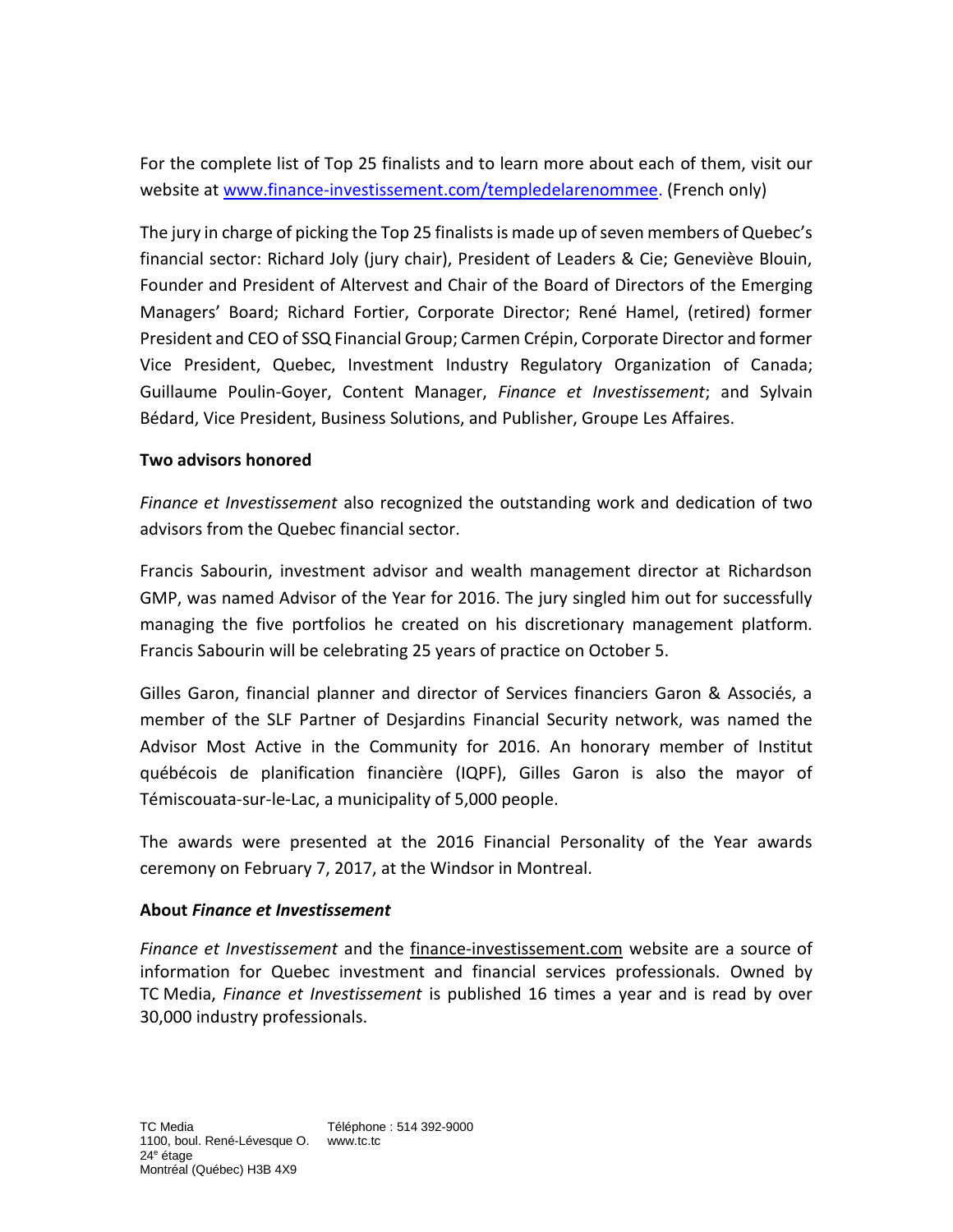For the complete list of Top 25 finalists and to learn more about each of them, visit our website at [www.finance-investissement.com/templedelarenommee](www.finance-investissement.com/templedelarenommee). (French only)

The jury in charge of picking the Top 25 finalists is made up of seven members of Quebec's financial sector: Richard Joly (jury chair), President of Leaders & Cie; Geneviève Blouin, Founder and President of Altervest and Chair of the Board of Directors of the Emerging Managers' Board; Richard Fortier, Corporate Director; René Hamel, (retired) former President and CEO of SSQ Financial Group; Carmen Crépin, Corporate Director and former Vice President, Quebec, Investment Industry Regulatory Organization of Canada; Guillaume Poulin-Goyer, Content Manager, *Finance et Investissement*; and Sylvain Bédard, Vice President, Business Solutions, and Publisher, Groupe Les Affaires.

**Two advisors honored**

*Finance et Investissement* also recognized the outstanding work and dedication of two advisors from the Quebec financial sector.

Francis Sabourin, investment advisor and wealth management director at Richardson GMP, was named Advisor of the Year for 2016. The jury singled him out for successfully managing the five portfolios he created on his discretionary management platform. Francis Sabourin will be celebrating 25 years of practice on October 5.

Gilles Garon, financial planner and director of Services financiers Garon & Associés, a member of the SLF Partner of Desjardins Financial Security network, was named the Advisor Most Active in the Community for 2016. An honorary member of Institut québécois de planification financière (IQPF), Gilles Garon is also the mayor of Témiscouata-sur-le-Lac, a municipality of 5,000 people.

The awards were presented at the 2016 Financial Personality of the Year awards ceremony on February 7, 2017, at the Windsor in Montreal.

**About *Finance et Investissement***

*Finance et Investissement* and the finance-investissement.com website are a source of information for Quebec investment and financial services professionals. Owned by TC Media, *Finance et Investissement* is published 16 times a year and is read by over 30,000 industry professionals.

TC Media
1100, boul. René-Lévesque O.
24e étage
Montréal (Québec) H3B 4X9

Téléphone : 514 392-9000
www.tc.tc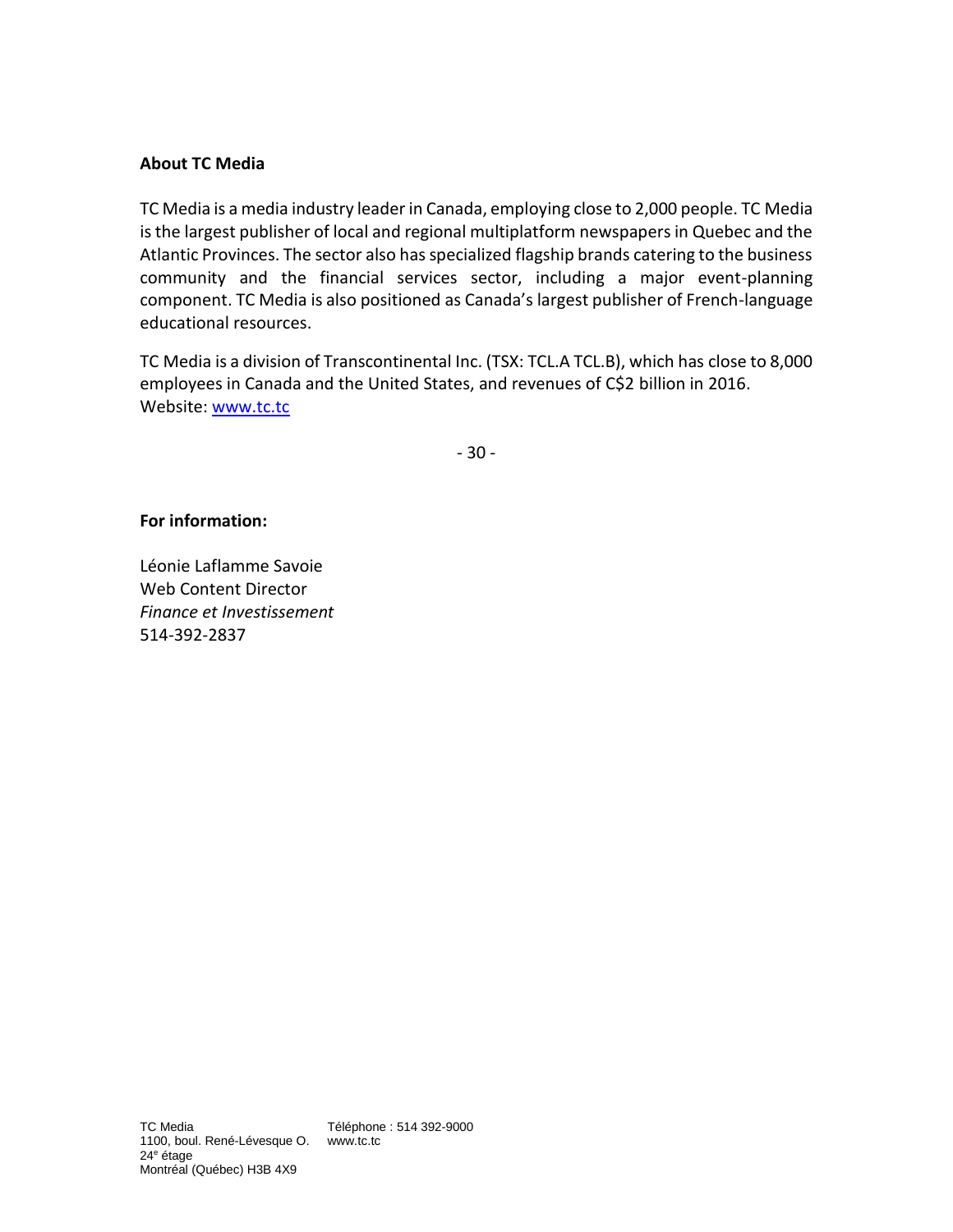**About TC Media**

TC Media is a media industry leader in Canada, employing close to 2,000 people. TC Media is the largest publisher of local and regional multiplatform newspapers in Quebec and the Atlantic Provinces. The sector also has specialized flagship brands catering to the business community and the financial services sector, including a major event-planning component. TC Media is also positioned as Canada's largest publisher of French-language educational resources.

TC Media is a division of Transcontinental Inc. (TSX: TCL.A TCL.B), which has close to 8,000 employees in Canada and the United States, and revenues of C$2 billion in 2016.
Website: [www.tc.tc](http://www.tc.tc)

- 30 -

**For information:**

Léonie Laflamme Savoie
Web Content Director
*Finance et Investissement*
514-392-2837

TC Media
1100, boul. René-Lévesque O.
24e étage
Montréal (Québec) H3B 4X9

Téléphone : 514 392-9000
www.tc.tc